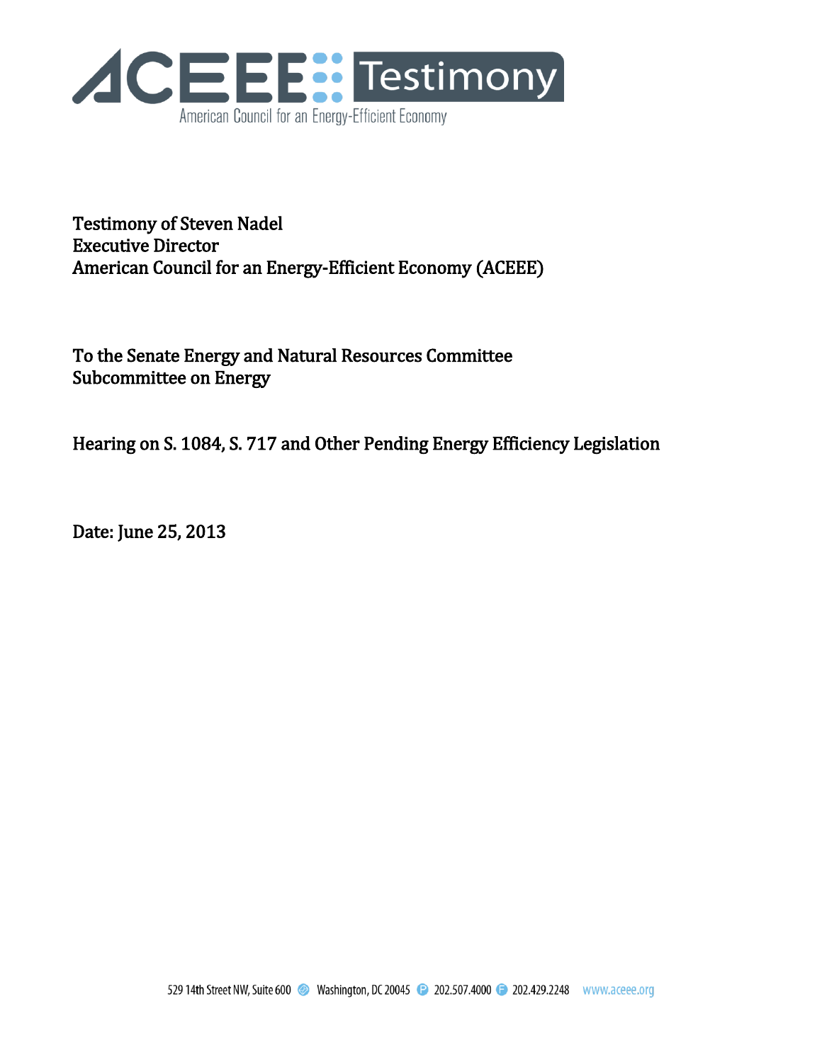# ACEEE Testimony

American Council for an Energy-Efficient Economy

**Testimony of Steven Nadel**
**Executive Director**
**American Council for an Energy-Efficient Economy (ACEEE)**

**To the Senate Energy and Natural Resources Committee**
**Subcommittee on Energy**

**Hearing on S. 1084, S. 717 and Other Pending Energy Efficiency Legislation**

**Date: June 25, 2013**

529 14th Street NW, Suite 600 Washington, DC 20045 P 202.507.4000 F 202.429.2248 www.aceee.org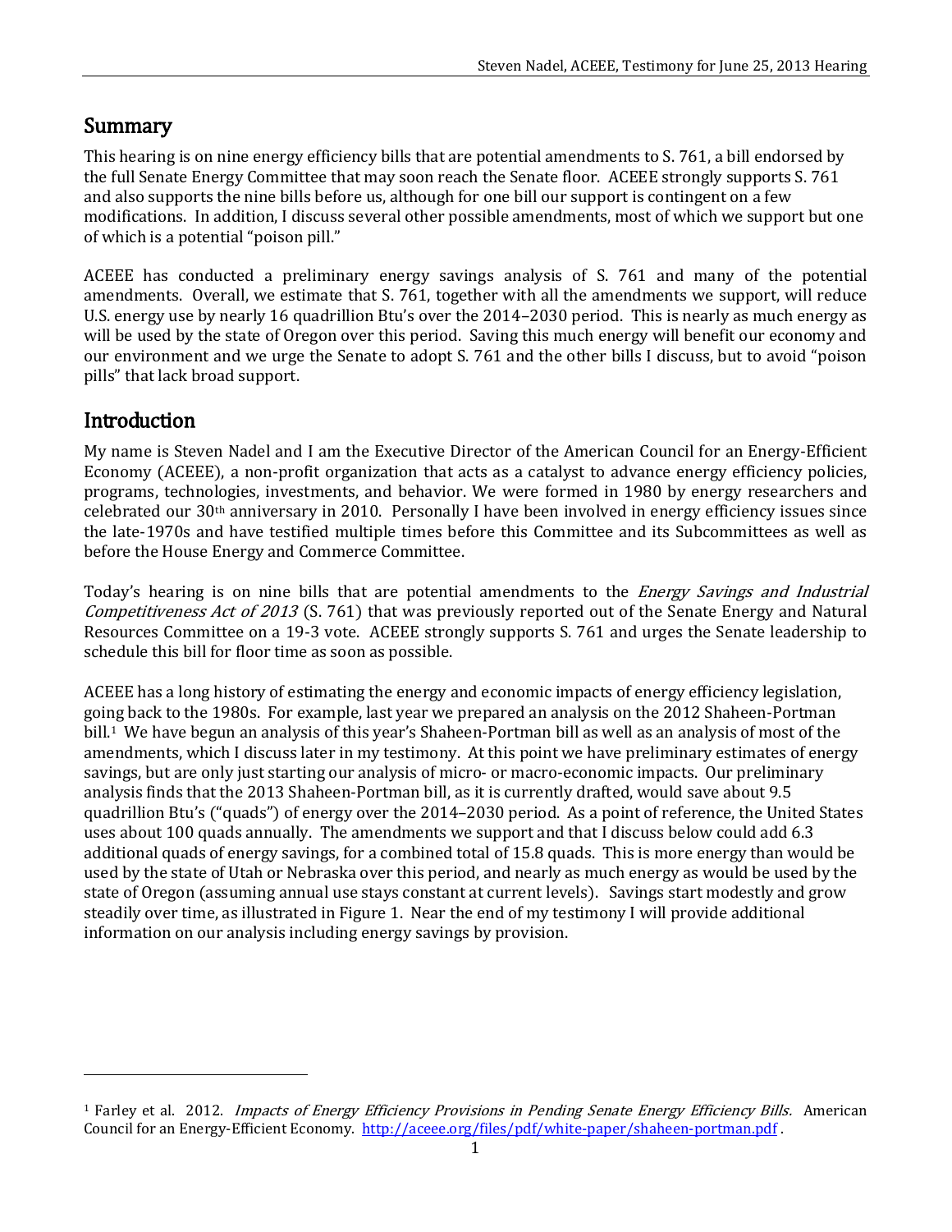## Summary

This hearing is on nine energy efficiency bills that are potential amendments to S. 761, a bill endorsed by the full Senate Energy Committee that may soon reach the Senate floor. ACEEE strongly supports S. 761 and also supports the nine bills before us, although for one bill our support is contingent on a few modifications. In addition, I discuss several other possible amendments, most of which we support but one of which is a potential "poison pill."

ACEEE has conducted a preliminary energy savings analysis of S. 761 and many of the potential amendments. Overall, we estimate that S. 761, together with all the amendments we support, will reduce U.S. energy use by nearly 16 quadrillion Btu's over the 2014–2030 period. This is nearly as much energy as will be used by the state of Oregon over this period. Saving this much energy will benefit our economy and our environment and we urge the Senate to adopt S. 761 and the other bills I discuss, but to avoid "poison pills" that lack broad support.

## Introduction

My name is Steven Nadel and I am the Executive Director of the American Council for an Energy-Efficient Economy (ACEEE), a non-profit organization that acts as a catalyst to advance energy efficiency policies, programs, technologies, investments, and behavior. We were formed in 1980 by energy researchers and celebrated our 30th anniversary in 2010. Personally I have been involved in energy efficiency issues since the late-1970s and have testified multiple times before this Committee and its Subcommittees as well as before the House Energy and Commerce Committee.

Today's hearing is on nine bills that are potential amendments to the *Energy Savings and Industrial Competitiveness Act of 2013* (S. 761) that was previously reported out of the Senate Energy and Natural Resources Committee on a 19-3 vote. ACEEE strongly supports S. 761 and urges the Senate leadership to schedule this bill for floor time as soon as possible.

ACEEE has a long history of estimating the energy and economic impacts of energy efficiency legislation, going back to the 1980s. For example, last year we prepared an analysis on the 2012 Shaheen-Portman bill.[1] We have begun an analysis of this year's Shaheen-Portman bill as well as an analysis of most of the amendments, which I discuss later in my testimony. At this point we have preliminary estimates of energy savings, but are only just starting our analysis of micro- or macro-economic impacts. Our preliminary analysis finds that the 2013 Shaheen-Portman bill, as it is currently drafted, would save about 9.5 quadrillion Btu's ("quads") of energy over the 2014–2030 period. As a point of reference, the United States uses about 100 quads annually. The amendments we support and that I discuss below could add 6.3 additional quads of energy savings, for a combined total of 15.8 quads. This is more energy than would be used by the state of Utah or Nebraska over this period, and nearly as much energy as would be used by the state of Oregon (assuming annual use stays constant at current levels). Savings start modestly and grow steadily over time, as illustrated in Figure 1. Near the end of my testimony I will provide additional information on our analysis including energy savings by provision.

---

[1] Farley et al. 2012. *Impacts of Energy Efficiency Provisions in Pending Senate Energy Efficiency Bills*. American Council for an Energy-Efficient Economy. http://aceee.org/files/pdf/white-paper/shaheen-portman.pdf .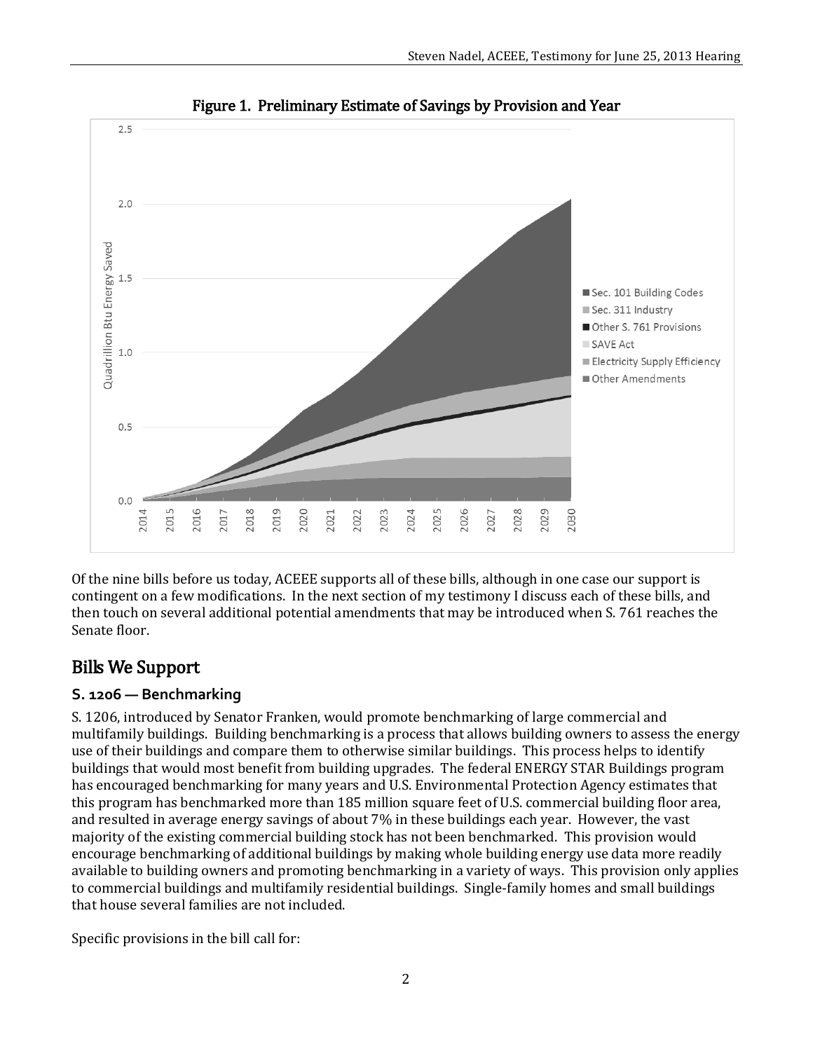Figure 1. Preliminary Estimate of Savings by Provision and Year

Of the nine bills before us today, ACEEE supports all of these bills, although in one case our support is contingent on a few modifications. In the next section of my testimony I discuss each of these bills, and then touch on several additional potential amendments that may be introduced when S. 761 reaches the Senate floor.

## Bills We Support

### S. 1206 — Benchmarking

S. 1206, introduced by Senator Franken, would promote benchmarking of large commercial and multifamily buildings. Building benchmarking is a process that allows building owners to assess the energy use of their buildings and compare them to otherwise similar buildings. This process helps to identify buildings that would most benefit from building upgrades. The federal ENERGY STAR Buildings program has encouraged benchmarking for many years and U.S. Environmental Protection Agency estimates that this program has benchmarked more than 185 million square feet of U.S. commercial building floor area, and resulted in average energy savings of about 7% in these buildings each year. However, the vast majority of the existing commercial building stock has not been benchmarked. This provision would encourage benchmarking of additional buildings by making whole building energy use data more readily available to building owners and promoting benchmarking in a variety of ways. This provision only applies to commercial buildings and multifamily residential buildings. Single-family homes and small buildings that house several families are not included.

Specific provisions in the bill call for: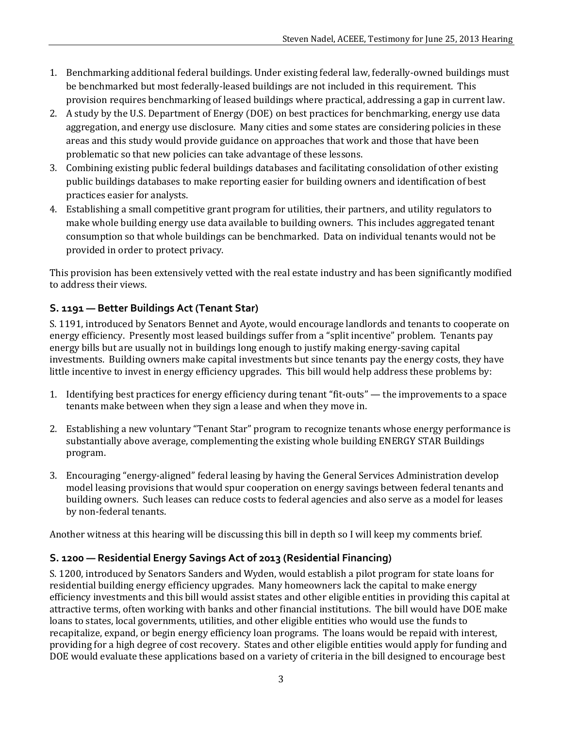1. Benchmarking additional federal buildings. Under existing federal law, federally-owned buildings must be benchmarked but most federally-leased buildings are not included in this requirement. This provision requires benchmarking of leased buildings where practical, addressing a gap in current law.
2. A study by the U.S. Department of Energy (DOE) on best practices for benchmarking, energy use data aggregation, and energy use disclosure. Many cities and some states are considering policies in these areas and this study would provide guidance on approaches that work and those that have been problematic so that new policies can take advantage of these lessons.
3. Combining existing public federal buildings databases and facilitating consolidation of other existing public buildings databases to make reporting easier for building owners and identification of best practices easier for analysts.
4. Establishing a small competitive grant program for utilities, their partners, and utility regulators to make whole building energy use data available to building owners. This includes aggregated tenant consumption so that whole buildings can be benchmarked. Data on individual tenants would not be provided in order to protect privacy.

This provision has been extensively vetted with the real estate industry and has been significantly modified to address their views.

## S. 1191 — Better Buildings Act (Tenant Star)

S. 1191, introduced by Senators Bennet and Ayote, would encourage landlords and tenants to cooperate on energy efficiency. Presently most leased buildings suffer from a "split incentive" problem. Tenants pay energy bills but are usually not in buildings long enough to justify making energy-saving capital investments. Building owners make capital investments but since tenants pay the energy costs, they have little incentive to invest in energy efficiency upgrades. This bill would help address these problems by:

1. Identifying best practices for energy efficiency during tenant "fit-outs" — the improvements to a space tenants make between when they sign a lease and when they move in.

2. Establishing a new voluntary "Tenant Star" program to recognize tenants whose energy performance is substantially above average, complementing the existing whole building ENERGY STAR Buildings program.

3. Encouraging "energy-aligned" federal leasing by having the General Services Administration develop model leasing provisions that would spur cooperation on energy savings between federal tenants and building owners. Such leases can reduce costs to federal agencies and also serve as a model for leases by non-federal tenants.

Another witness at this hearing will be discussing this bill in depth so I will keep my comments brief.

## S. 1200 — Residential Energy Savings Act of 2013 (Residential Financing)

S. 1200, introduced by Senators Sanders and Wyden, would establish a pilot program for state loans for residential building energy efficiency upgrades. Many homeowners lack the capital to make energy efficiency investments and this bill would assist states and other eligible entities in providing this capital at attractive terms, often working with banks and other financial institutions. The bill would have DOE make loans to states, local governments, utilities, and other eligible entities who would use the funds to recapitalize, expand, or begin energy efficiency loan programs. The loans would be repaid with interest, providing for a high degree of cost recovery. States and other eligible entities would apply for funding and DOE would evaluate these applications based on a variety of criteria in the bill designed to encourage best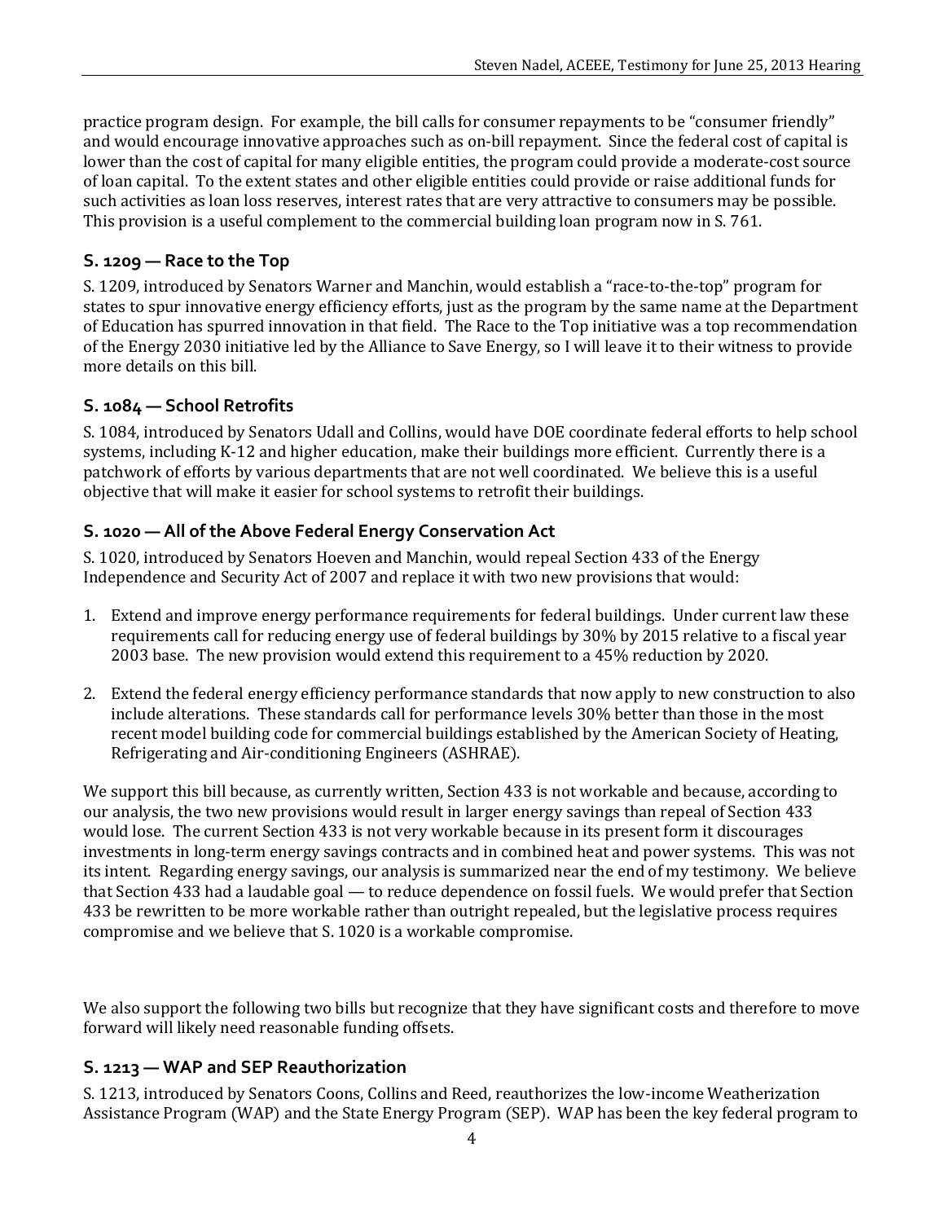practice program design. For example, the bill calls for consumer repayments to be "consumer friendly" and would encourage innovative approaches such as on-bill repayment. Since the federal cost of capital is lower than the cost of capital for many eligible entities, the program could provide a moderate-cost source of loan capital. To the extent states and other eligible entities could provide or raise additional funds for such activities as loan loss reserves, interest rates that are very attractive to consumers may be possible. This provision is a useful complement to the commercial building loan program now in S. 761.

### S. 1209 — Race to the Top

S. 1209, introduced by Senators Warner and Manchin, would establish a "race-to-the-top" program for states to spur innovative energy efficiency efforts, just as the program by the same name at the Department of Education has spurred innovation in that field. The Race to the Top initiative was a top recommendation of the Energy 2030 initiative led by the Alliance to Save Energy, so I will leave it to their witness to provide more details on this bill.

### S. 1084 — School Retrofits

S. 1084, introduced by Senators Udall and Collins, would have DOE coordinate federal efforts to help school systems, including K-12 and higher education, make their buildings more efficient. Currently there is a patchwork of efforts by various departments that are not well coordinated. We believe this is a useful objective that will make it easier for school systems to retrofit their buildings.

### S. 1020 — All of the Above Federal Energy Conservation Act

S. 1020, introduced by Senators Hoeven and Manchin, would repeal Section 433 of the Energy Independence and Security Act of 2007 and replace it with two new provisions that would:

1. Extend and improve energy performance requirements for federal buildings. Under current law these requirements call for reducing energy use of federal buildings by 30% by 2015 relative to a fiscal year 2003 base. The new provision would extend this requirement to a 45% reduction by 2020.

2. Extend the federal energy efficiency performance standards that now apply to new construction to also include alterations. These standards call for performance levels 30% better than those in the most recent model building code for commercial buildings established by the American Society of Heating, Refrigerating and Air-conditioning Engineers (ASHRAE).

We support this bill because, as currently written, Section 433 is not workable and because, according to our analysis, the two new provisions would result in larger energy savings than repeal of Section 433 would lose. The current Section 433 is not very workable because in its present form it discourages investments in long-term energy savings contracts and in combined heat and power systems. This was not its intent. Regarding energy savings, our analysis is summarized near the end of my testimony. We believe that Section 433 had a laudable goal — to reduce dependence on fossil fuels. We would prefer that Section 433 be rewritten to be more workable rather than outright repealed, but the legislative process requires compromise and we believe that S. 1020 is a workable compromise.

We also support the following two bills but recognize that they have significant costs and therefore to move forward will likely need reasonable funding offsets.

### S. 1213 — WAP and SEP Reauthorization

S. 1213, introduced by Senators Coons, Collins and Reed, reauthorizes the low-income Weatherization Assistance Program (WAP) and the State Energy Program (SEP). WAP has been the key federal program to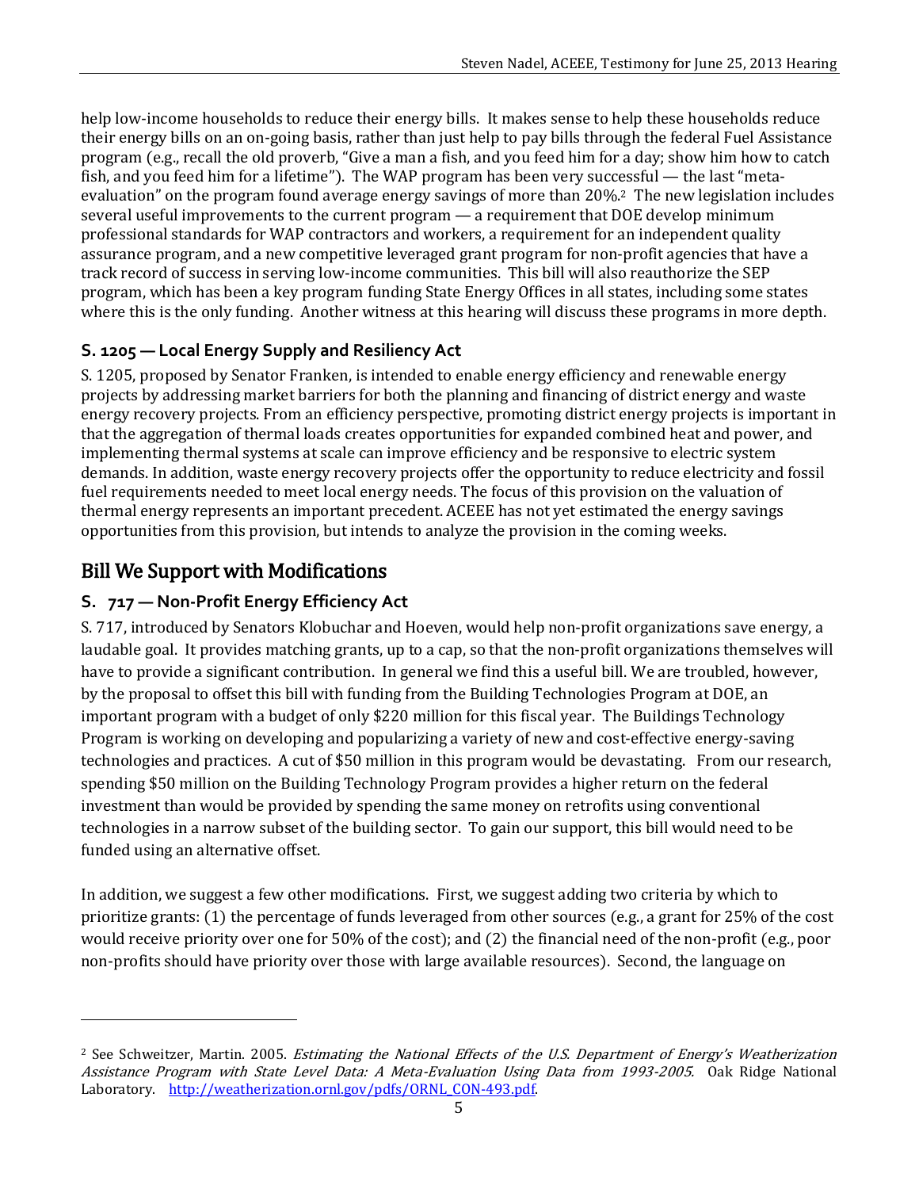help low-income households to reduce their energy bills. It makes sense to help these households reduce their energy bills on an on-going basis, rather than just help to pay bills through the federal Fuel Assistance program (e.g., recall the old proverb, "Give a man a fish, and you feed him for a day; show him how to catch fish, and you feed him for a lifetime"). The WAP program has been very successful — the last "meta-evaluation" on the program found average energy savings of more than 20%.[2] The new legislation includes several useful improvements to the current program — a requirement that DOE develop minimum professional standards for WAP contractors and workers, a requirement for an independent quality assurance program, and a new competitive leveraged grant program for non-profit agencies that have a track record of success in serving low-income communities. This bill will also reauthorize the SEP program, which has been a key program funding State Energy Offices in all states, including some states where this is the only funding. Another witness at this hearing will discuss these programs in more depth.

### S. 1205 — Local Energy Supply and Resiliency Act

S. 1205, proposed by Senator Franken, is intended to enable energy efficiency and renewable energy projects by addressing market barriers for both the planning and financing of district energy and waste energy recovery projects. From an efficiency perspective, promoting district energy projects is important in that the aggregation of thermal loads creates opportunities for expanded combined heat and power, and implementing thermal systems at scale can improve efficiency and be responsive to electric system demands. In addition, waste energy recovery projects offer the opportunity to reduce electricity and fossil fuel requirements needed to meet local energy needs. The focus of this provision on the valuation of thermal energy represents an important precedent. ACEEE has not yet estimated the energy savings opportunities from this provision, but intends to analyze the provision in the coming weeks.

## Bill We Support with Modifications

### S. 717 — Non-Profit Energy Efficiency Act

S. 717, introduced by Senators Klobuchar and Hoeven, would help non-profit organizations save energy, a laudable goal. It provides matching grants, up to a cap, so that the non-profit organizations themselves will have to provide a significant contribution. In general we find this a useful bill. We are troubled, however, by the proposal to offset this bill with funding from the Building Technologies Program at DOE, an important program with a budget of only $220 million for this fiscal year. The Buildings Technology Program is working on developing and popularizing a variety of new and cost-effective energy-saving technologies and practices. A cut of $50 million in this program would be devastating. From our research, spending $50 million on the Building Technology Program provides a higher return on the federal investment than would be provided by spending the same money on retrofits using conventional technologies in a narrow subset of the building sector. To gain our support, this bill would need to be funded using an alternative offset.

In addition, we suggest a few other modifications. First, we suggest adding two criteria by which to prioritize grants: (1) the percentage of funds leveraged from other sources (e.g., a grant for 25% of the cost would receive priority over one for 50% of the cost); and (2) the financial need of the non-profit (e.g., poor non-profits should have priority over those with large available resources). Second, the language on

---

[2] See Schweitzer, Martin. 2005. *Estimating the National Effects of the U.S. Department of Energy's Weatherization Assistance Program with State Level Data: A Meta-Evaluation Using Data from 1993-2005.* Oak Ridge National Laboratory. http://weatherization.ornl.gov/pdfs/ORNL_CON-493.pdf.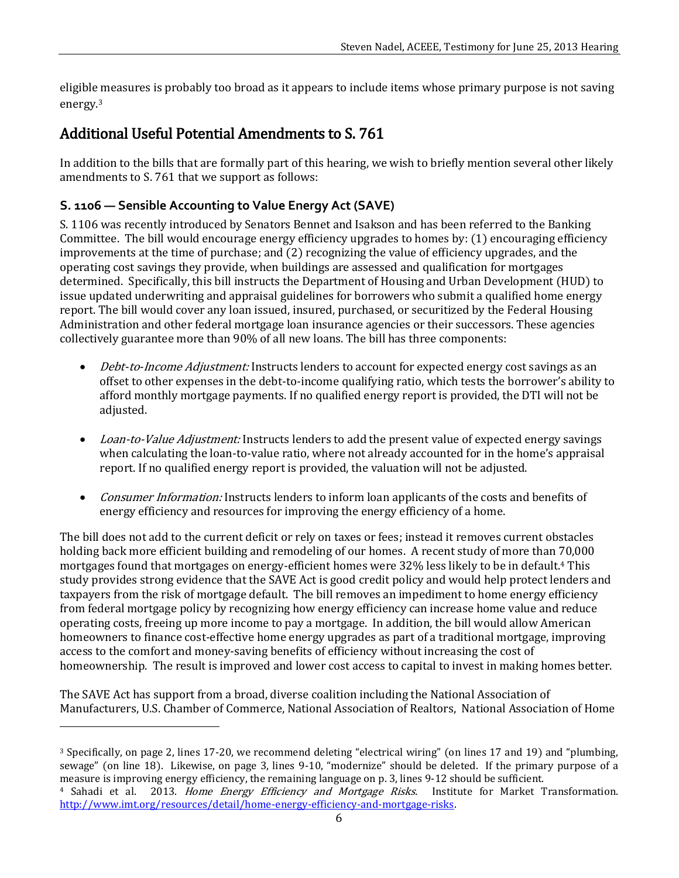eligible measures is probably too broad as it appears to include items whose primary purpose is not saving energy.[3]

## Additional Useful Potential Amendments to S. 761

In addition to the bills that are formally part of this hearing, we wish to briefly mention several other likely amendments to S. 761 that we support as follows:

### S. 1106 — Sensible Accounting to Value Energy Act (SAVE)

S. 1106 was recently introduced by Senators Bennet and Isakson and has been referred to the Banking Committee. The bill would encourage energy efficiency upgrades to homes by: (1) encouraging efficiency improvements at the time of purchase; and (2) recognizing the value of efficiency upgrades, and the operating cost savings they provide, when buildings are assessed and qualification for mortgages determined. Specifically, this bill instructs the Department of Housing and Urban Development (HUD) to issue updated underwriting and appraisal guidelines for borrowers who submit a qualified home energy report. The bill would cover any loan issued, insured, purchased, or securitized by the Federal Housing Administration and other federal mortgage loan insurance agencies or their successors. These agencies collectively guarantee more than 90% of all new loans. The bill has three components:

- *Debt-to-Income Adjustment:* Instructs lenders to account for expected energy cost savings as an offset to other expenses in the debt-to-income qualifying ratio, which tests the borrower's ability to afford monthly mortgage payments. If no qualified energy report is provided, the DTI will not be adjusted.
- *Loan-to-Value Adjustment:* Instructs lenders to add the present value of expected energy savings when calculating the loan-to-value ratio, where not already accounted for in the home's appraisal report. If no qualified energy report is provided, the valuation will not be adjusted.
- *Consumer Information:* Instructs lenders to inform loan applicants of the costs and benefits of energy efficiency and resources for improving the energy efficiency of a home.

The bill does not add to the current deficit or rely on taxes or fees; instead it removes current obstacles holding back more efficient building and remodeling of our homes. A recent study of more than 70,000 mortgages found that mortgages on energy-efficient homes were 32% less likely to be in default.[4] This study provides strong evidence that the SAVE Act is good credit policy and would help protect lenders and taxpayers from the risk of mortgage default. The bill removes an impediment to home energy efficiency from federal mortgage policy by recognizing how energy efficiency can increase home value and reduce operating costs, freeing up more income to pay a mortgage. In addition, the bill would allow American homeowners to finance cost-effective home energy upgrades as part of a traditional mortgage, improving access to the comfort and money-saving benefits of efficiency without increasing the cost of homeownership. The result is improved and lower cost access to capital to invest in making homes better.

The SAVE Act has support from a broad, diverse coalition including the National Association of Manufacturers, U.S. Chamber of Commerce, National Association of Realtors, National Association of Home

---

[3] Specifically, on page 2, lines 17-20, we recommend deleting "electrical wiring" (on lines 17 and 19) and "plumbing, sewage" (on line 18). Likewise, on page 3, lines 9-10, "modernize" should be deleted. If the primary purpose of a measure is improving energy efficiency, the remaining language on p. 3, lines 9-12 should be sufficient.

[4] Sahadi et al. 2013. *Home Energy Efficiency and Mortgage Risks.* Institute for Market Transformation. http://www.imt.org/resources/detail/home-energy-efficiency-and-mortgage-risks.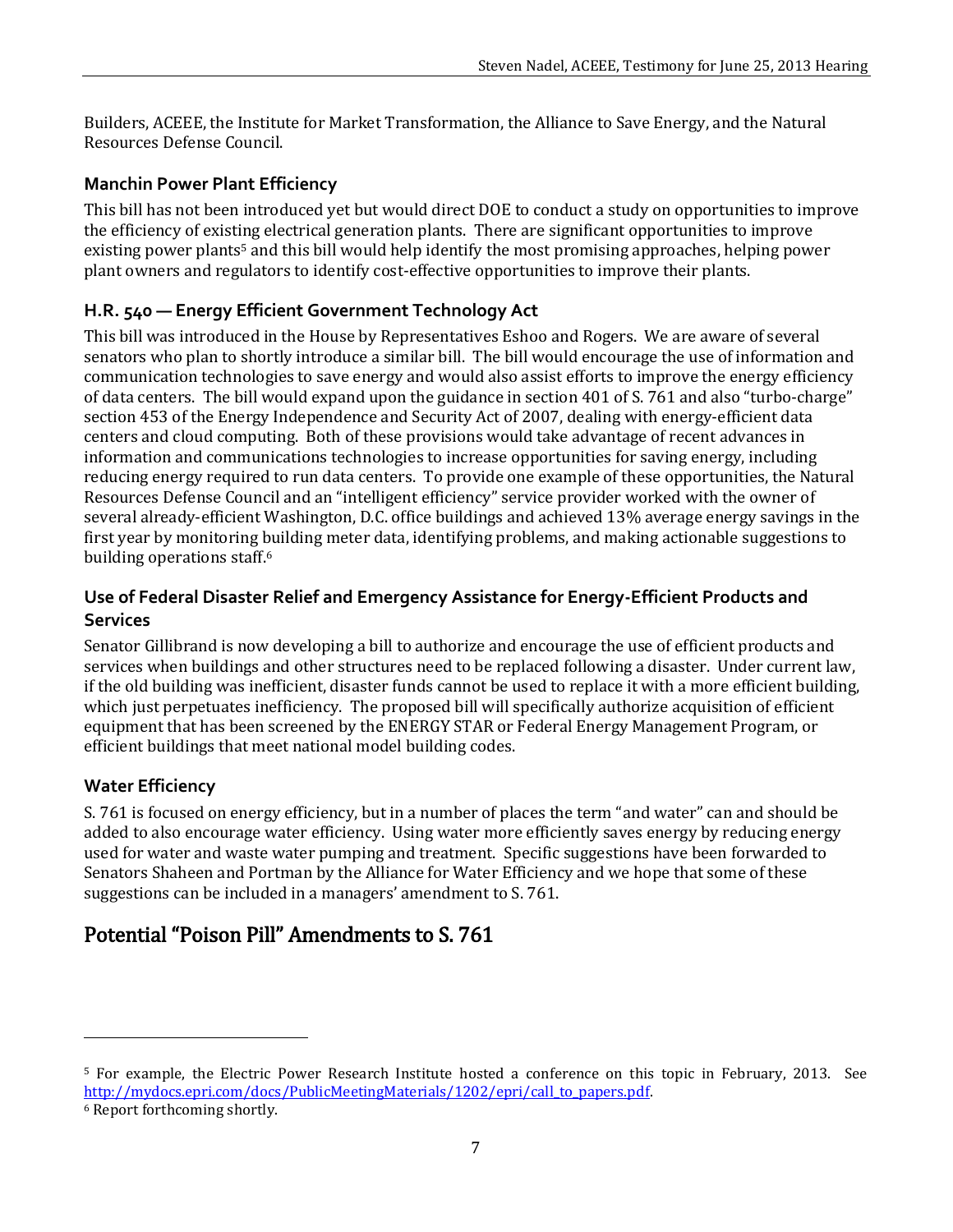Builders, ACEEE, the Institute for Market Transformation, the Alliance to Save Energy, and the Natural Resources Defense Council.

### Manchin Power Plant Efficiency

This bill has not been introduced yet but would direct DOE to conduct a study on opportunities to improve the efficiency of existing electrical generation plants. There are significant opportunities to improve existing power plants[5] and this bill would help identify the most promising approaches, helping power plant owners and regulators to identify cost-effective opportunities to improve their plants.

### H.R. 540 — Energy Efficient Government Technology Act

This bill was introduced in the House by Representatives Eshoo and Rogers. We are aware of several senators who plan to shortly introduce a similar bill. The bill would encourage the use of information and communication technologies to save energy and would also assist efforts to improve the energy efficiency of data centers. The bill would expand upon the guidance in section 401 of S. 761 and also "turbo-charge" section 453 of the Energy Independence and Security Act of 2007, dealing with energy-efficient data centers and cloud computing. Both of these provisions would take advantage of recent advances in information and communications technologies to increase opportunities for saving energy, including reducing energy required to run data centers. To provide one example of these opportunities, the Natural Resources Defense Council and an "intelligent efficiency" service provider worked with the owner of several already-efficient Washington, D.C. office buildings and achieved 13% average energy savings in the first year by monitoring building meter data, identifying problems, and making actionable suggestions to building operations staff.[6]

### Use of Federal Disaster Relief and Emergency Assistance for Energy-Efficient Products and Services

Senator Gillibrand is now developing a bill to authorize and encourage the use of efficient products and services when buildings and other structures need to be replaced following a disaster. Under current law, if the old building was inefficient, disaster funds cannot be used to replace it with a more efficient building, which just perpetuates inefficiency. The proposed bill will specifically authorize acquisition of efficient equipment that has been screened by the ENERGY STAR or Federal Energy Management Program, or efficient buildings that meet national model building codes.

### Water Efficiency

S. 761 is focused on energy efficiency, but in a number of places the term "and water" can and should be added to also encourage water efficiency. Using water more efficiently saves energy by reducing energy used for water and waste water pumping and treatment. Specific suggestions have been forwarded to Senators Shaheen and Portman by the Alliance for Water Efficiency and we hope that some of these suggestions can be included in a managers' amendment to S. 761.

## Potential "Poison Pill" Amendments to S. 761

---

[5] For example, the Electric Power Research Institute hosted a conference on this topic in February, 2013. See http://mydocs.epri.com/docs/PublicMeetingMaterials/1202/epri/call_to_papers.pdf.

[6] Report forthcoming shortly.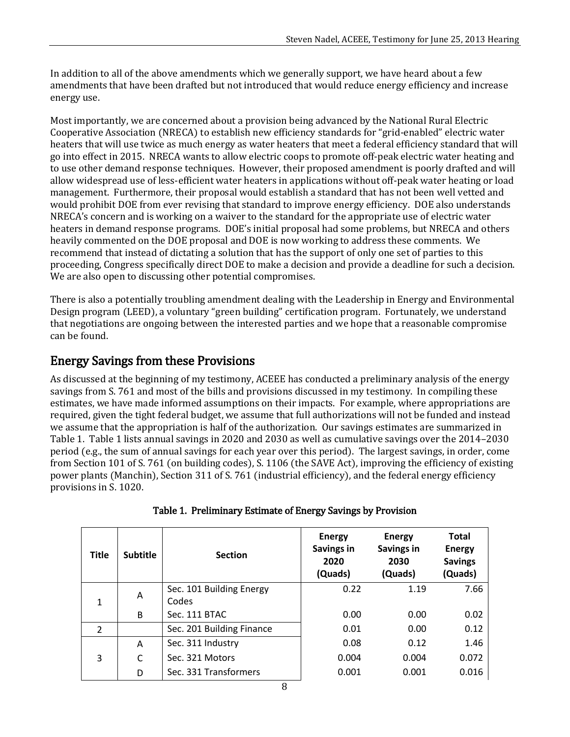In addition to all of the above amendments which we generally support, we have heard about a few amendments that have been drafted but not introduced that would reduce energy efficiency and increase energy use.

Most importantly, we are concerned about a provision being advanced by the National Rural Electric Cooperative Association (NRECA) to establish new efficiency standards for "grid-enabled" electric water heaters that will use twice as much energy as water heaters that meet a federal efficiency standard that will go into effect in 2015. NRECA wants to allow electric coops to promote off-peak electric water heating and to use other demand response techniques. However, their proposed amendment is poorly drafted and will allow widespread use of less-efficient water heaters in applications without off-peak water heating or load management. Furthermore, their proposal would establish a standard that has not been well vetted and would prohibit DOE from ever revising that standard to improve energy efficiency. DOE also understands NRECA's concern and is working on a waiver to the standard for the appropriate use of electric water heaters in demand response programs. DOE's initial proposal had some problems, but NRECA and others heavily commented on the DOE proposal and DOE is now working to address these comments. We recommend that instead of dictating a solution that has the support of only one set of parties to this proceeding, Congress specifically direct DOE to make a decision and provide a deadline for such a decision. We are also open to discussing other potential compromises.

There is also a potentially troubling amendment dealing with the Leadership in Energy and Environmental Design program (LEED), a voluntary "green building" certification program. Fortunately, we understand that negotiations are ongoing between the interested parties and we hope that a reasonable compromise can be found.

## Energy Savings from these Provisions

As discussed at the beginning of my testimony, ACEEE has conducted a preliminary analysis of the energy savings from S. 761 and most of the bills and provisions discussed in my testimony. In compiling these estimates, we have made informed assumptions on their impacts. For example, where appropriations are required, given the tight federal budget, we assume that full authorizations will not be funded and instead we assume that the appropriation is half of the authorization. Our savings estimates are summarized in Table 1. Table 1 lists annual savings in 2020 and 2030 as well as cumulative savings over the 2014–2030 period (e.g., the sum of annual savings for each year over this period). The largest savings, in order, come from Section 101 of S. 761 (on building codes), S. 1106 (the SAVE Act), improving the efficiency of existing power plants (Manchin), Section 311 of S. 761 (industrial efficiency), and the federal energy efficiency provisions in S. 1020.

**Table 1. Preliminary Estimate of Energy Savings by Provision**

| Title | Subtitle | Section | Energy Savings in 2020 (Quads) | Energy Savings in 2030 (Quads) | Total Energy Savings (Quads) |
|---|---|---|---|---|---|
| 1 | A | Sec. 101 Building Energy Codes | 0.22 | 1.19 | 7.66 |
| | B | Sec. 111 BTAC | 0.00 | 0.00 | 0.02 |
| 2 | | Sec. 201 Building Finance | 0.01 | 0.00 | 0.12 |
| 3 | A | Sec. 311 Industry | 0.08 | 0.12 | 1.46 |
| | C | Sec. 321 Motors | 0.004 | 0.004 | 0.072 |
| | D | Sec. 331 Transformers | 0.001 | 0.001 | 0.016 |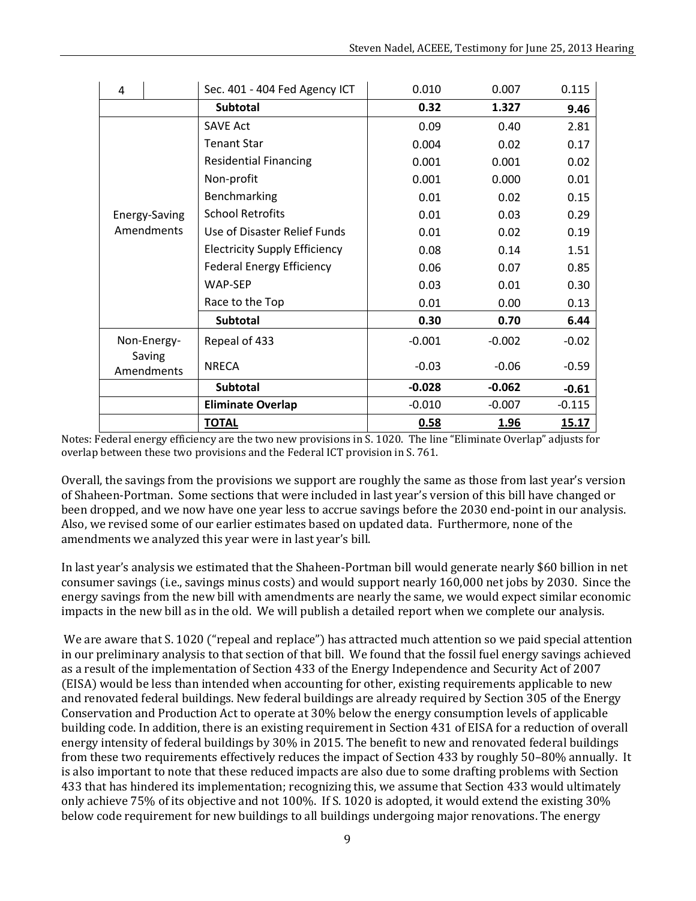| | | | | |
|---|---|---|---|---|
| 4 | Sec. 401 - 404 Fed Agency ICT | 0.010 | 0.007 | 0.115 |
| | **Subtotal** | **0.32** | **1.327** | **9.46** |
| Energy-Saving Amendments | SAVE Act | 0.09 | 0.40 | 2.81 |
| | Tenant Star | 0.004 | 0.02 | 0.17 |
| | Residential Financing | 0.001 | 0.001 | 0.02 |
| | Non-profit | 0.001 | 0.000 | 0.01 |
| | Benchmarking | 0.01 | 0.02 | 0.15 |
| | School Retrofits | 0.01 | 0.03 | 0.29 |
| | Use of Disaster Relief Funds | 0.01 | 0.02 | 0.19 |
| | Electricity Supply Efficiency | 0.08 | 0.14 | 1.51 |
| | Federal Energy Efficiency | 0.06 | 0.07 | 0.85 |
| | WAP-SEP | 0.03 | 0.01 | 0.30 |
| | Race to the Top | 0.01 | 0.00 | 0.13 |
| | **Subtotal** | **0.30** | **0.70** | **6.44** |
| Non-Energy-Saving Amendments | Repeal of 433 | -0.001 | -0.002 | -0.02 |
| | NRECA | -0.03 | -0.06 | -0.59 |
| | **Subtotal** | **-0.028** | **-0.062** | **-0.61** |
| | **Eliminate Overlap** | -0.010 | -0.007 | -0.115 |
| | **TOTAL** | **0.58** | **1.96** | **15.17** |

Notes: Federal energy efficiency are the two new provisions in S. 1020. The line "Eliminate Overlap" adjusts for overlap between these two provisions and the Federal ICT provision in S. 761.

Overall, the savings from the provisions we support are roughly the same as those from last year's version of Shaheen-Portman. Some sections that were included in last year's version of this bill have changed or been dropped, and we now have one year less to accrue savings before the 2030 end-point in our analysis. Also, we revised some of our earlier estimates based on updated data. Furthermore, none of the amendments we analyzed this year were in last year's bill.

In last year's analysis we estimated that the Shaheen-Portman bill would generate nearly $60 billion in net consumer savings (i.e., savings minus costs) and would support nearly 160,000 net jobs by 2030. Since the energy savings from the new bill with amendments are nearly the same, we would expect similar economic impacts in the new bill as in the old. We will publish a detailed report when we complete our analysis.

We are aware that S. 1020 ("repeal and replace") has attracted much attention so we paid special attention in our preliminary analysis to that section of that bill. We found that the fossil fuel energy savings achieved as a result of the implementation of Section 433 of the Energy Independence and Security Act of 2007 (EISA) would be less than intended when accounting for other, existing requirements applicable to new and renovated federal buildings. New federal buildings are already required by Section 305 of the Energy Conservation and Production Act to operate at 30% below the energy consumption levels of applicable building code. In addition, there is an existing requirement in Section 431 of EISA for a reduction of overall energy intensity of federal buildings by 30% in 2015. The benefit to new and renovated federal buildings from these two requirements effectively reduces the impact of Section 433 by roughly 50–80% annually. It is also important to note that these reduced impacts are also due to some drafting problems with Section 433 that has hindered its implementation; recognizing this, we assume that Section 433 would ultimately only achieve 75% of its objective and not 100%. If S. 1020 is adopted, it would extend the existing 30% below code requirement for new buildings to all buildings undergoing major renovations. The energy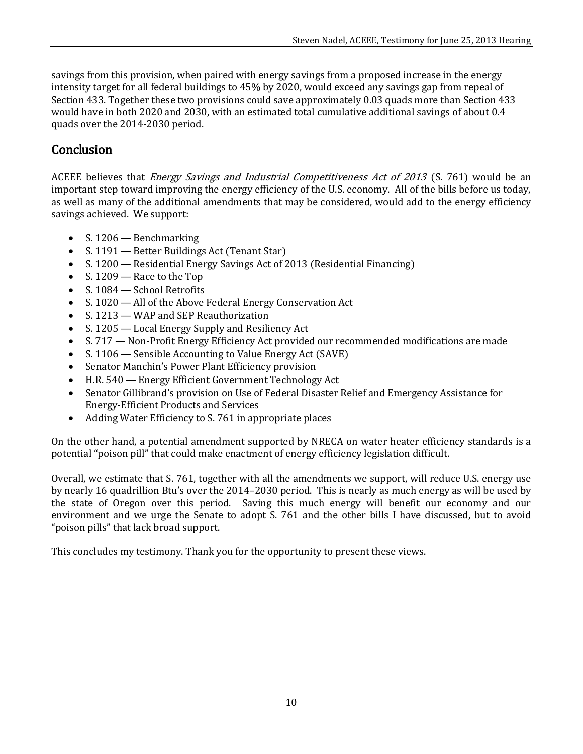savings from this provision, when paired with energy savings from a proposed increase in the energy intensity target for all federal buildings to 45% by 2020, would exceed any savings gap from repeal of Section 433. Together these two provisions could save approximately 0.03 quads more than Section 433 would have in both 2020 and 2030, with an estimated total cumulative additional savings of about 0.4 quads over the 2014-2030 period.

## Conclusion

ACEEE believes that *Energy Savings and Industrial Competitiveness Act of 2013* (S. 761) would be an important step toward improving the energy efficiency of the U.S. economy. All of the bills before us today, as well as many of the additional amendments that may be considered, would add to the energy efficiency savings achieved. We support:

- S. 1206 — Benchmarking
- S. 1191 — Better Buildings Act (Tenant Star)
- S. 1200 — Residential Energy Savings Act of 2013 (Residential Financing)
- S. 1209 — Race to the Top
- S. 1084 — School Retrofits
- S. 1020 — All of the Above Federal Energy Conservation Act
- S. 1213 — WAP and SEP Reauthorization
- S. 1205 — Local Energy Supply and Resiliency Act
- S. 717 — Non-Profit Energy Efficiency Act provided our recommended modifications are made
- S. 1106 — Sensible Accounting to Value Energy Act (SAVE)
- Senator Manchin's Power Plant Efficiency provision
- H.R. 540 — Energy Efficient Government Technology Act
- Senator Gillibrand's provision on Use of Federal Disaster Relief and Emergency Assistance for Energy-Efficient Products and Services
- Adding Water Efficiency to S. 761 in appropriate places

On the other hand, a potential amendment supported by NRECA on water heater efficiency standards is a potential "poison pill" that could make enactment of energy efficiency legislation difficult.

Overall, we estimate that S. 761, together with all the amendments we support, will reduce U.S. energy use by nearly 16 quadrillion Btu's over the 2014–2030 period. This is nearly as much energy as will be used by the state of Oregon over this period. Saving this much energy will benefit our economy and our environment and we urge the Senate to adopt S. 761 and the other bills I have discussed, but to avoid "poison pills" that lack broad support.

This concludes my testimony. Thank you for the opportunity to present these views.